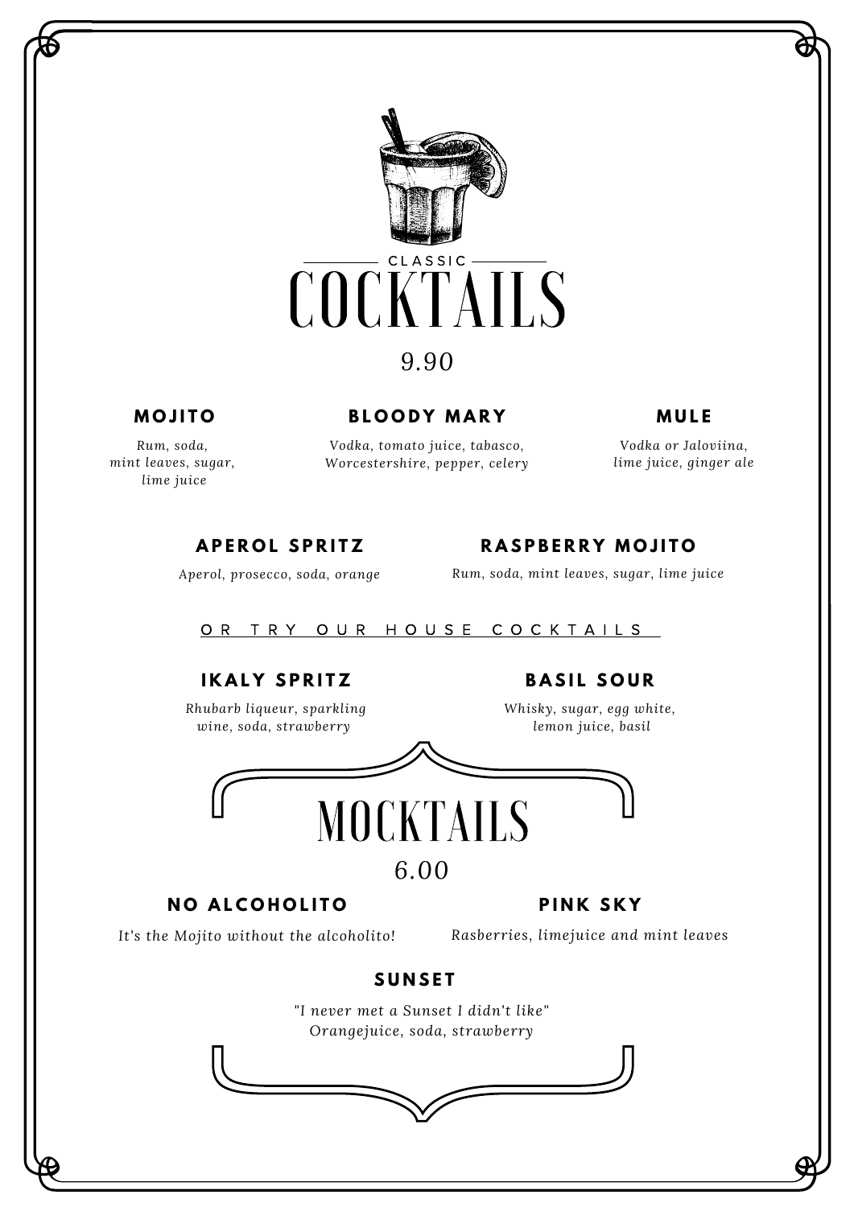CLASSIC

# COCKTAILS

9.90

### MOJITO

*Rum, soda, mint leaves, sugar, lime juice*

### BLOODY MARY

*Vodka, tomato juice, tabasco, Worcestershire, pepper, celery*

### MULE

*Vodka or Jaloviina, lime juice, ginger ale*

### APEROL SPRITZ

*Aperol, prosecco, soda, orange*

### RASPBERRY MOJITO

*Rum, soda, mint leaves, sugar, lime juice*

OR TRY OUR HOUSE COCKTAILS

### IKALY SPRITZ

*Rhubarb liqueur, sparkling wine, soda, strawberry*

### BASIL SOUR

*Whisky, sugar, egg white, lemon juice, basil*

# MOCKTAILS

6.00

### NO ALCOHOLITO

*It's the Mojito without the alcoholito!*

### PINK SKY

*Rasberries, limejuice and mint leaves*

### SUNSET

*"I never met a Sunset I didn't like"*
*Orangejuice, soda, strawberry*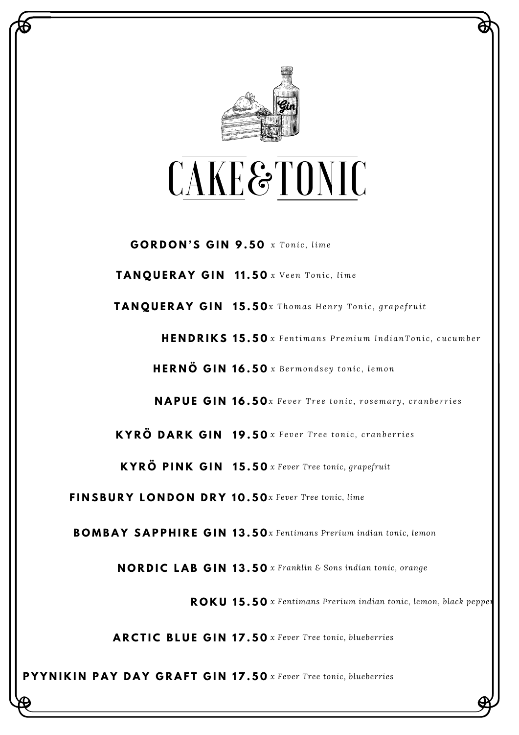# CAKE&TONIC

**GORDON'S GIN 9.50** *x Tonic, lime*

**TANQUERAY GIN 11.50** *x Veen Tonic, lime*

**TANQUERAY GIN 15.50** *x Thomas Henry Tonic, grapefruit*

**HENDRIKS 15.50** *x Fentimans Premium IndianTonic, cucumber*

**HERNÖ GIN 16.50** *x Bermondsey tonic, lemon*

**NAPUE GIN 16.50** *x Fever Tree tonic, rosemary, cranberries*

**KYRÖ DARK GIN 19.50** *x Fever Tree tonic, cranberries*

**KYRÖ PINK GIN 15.50** *x Fever Tree tonic, grapefruit*

**FINSBURY LONDON DRY 10.50** *x Fever Tree tonic, lime*

**BOMBAY SAPPHIRE GIN 13.50** *x Fentimans Prerium indian tonic, lemon*

**NORDIC LAB GIN 13.50** *x Franklin & Sons indian tonic, orange*

**ROKU 15.50** *x Fentimans Prerium indian tonic, lemon, black pepper*

**ARCTIC BLUE GIN 17.50** *x Fever Tree tonic, blueberries*

**PYYNIKIN PAY DAY GRAFT GIN 17.50** *x Fever Tree tonic, blueberries*